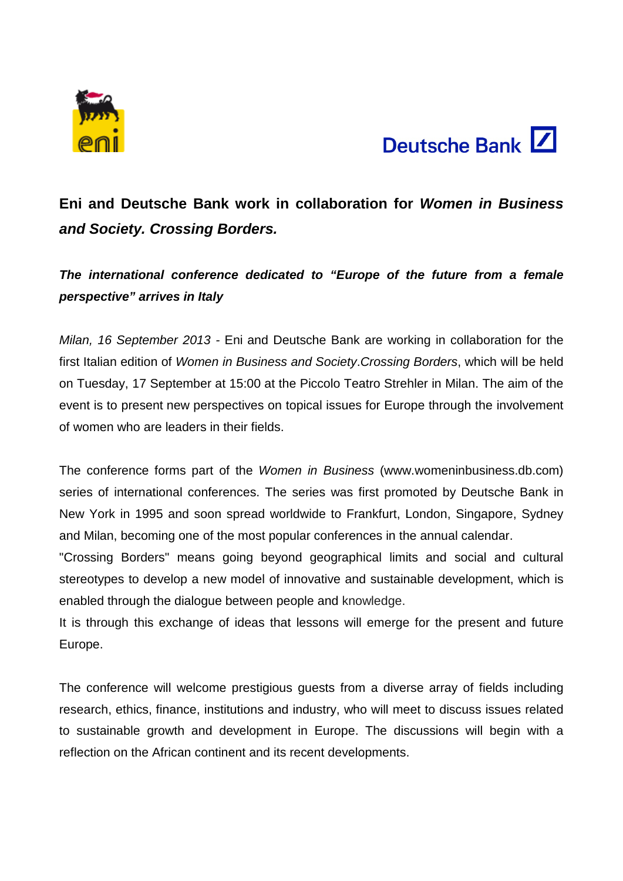# Eni and Deutsche Bank work in collaboration for *Women in Business and Society. Crossing Borders.*

***The international conference dedicated to "Europe of the future from a female perspective" arrives in Italy***

*Milan, 16 September 2013* - Eni and Deutsche Bank are working in collaboration for the first Italian edition of *Women in Business and Society*.*Crossing Borders*, which will be held on Tuesday, 17 September at 15:00 at the Piccolo Teatro Strehler in Milan. The aim of the event is to present new perspectives on topical issues for Europe through the involvement of women who are leaders in their fields.

The conference forms part of the *Women in Business* (www.womeninbusiness.db.com) series of international conferences. The series was first promoted by Deutsche Bank in New York in 1995 and soon spread worldwide to Frankfurt, London, Singapore, Sydney and Milan, becoming one of the most popular conferences in the annual calendar.

"Crossing Borders" means going beyond geographical limits and social and cultural stereotypes to develop a new model of innovative and sustainable development, which is enabled through the dialogue between people and knowledge.

It is through this exchange of ideas that lessons will emerge for the present and future Europe.

The conference will welcome prestigious guests from a diverse array of fields including research, ethics, finance, institutions and industry, who will meet to discuss issues related to sustainable growth and development in Europe. The discussions will begin with a reflection on the African continent and its recent developments.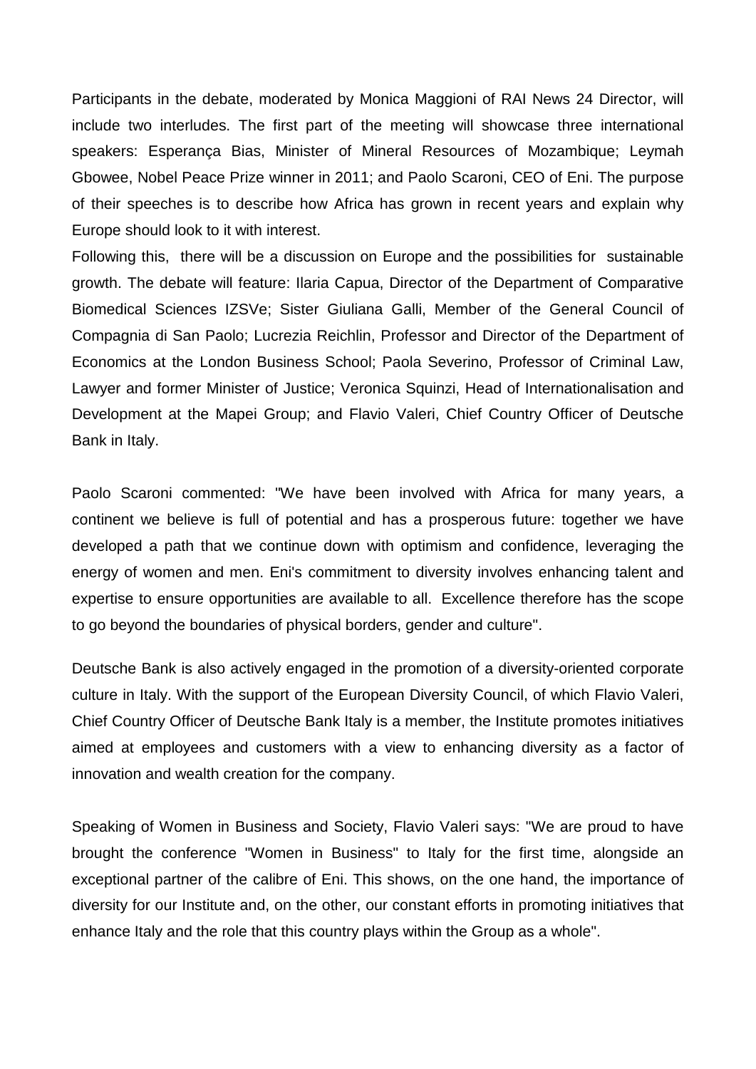Participants in the debate, moderated by Monica Maggioni of RAI News 24 Director, will include two interludes. The first part of the meeting will showcase three international speakers: Esperança Bias, Minister of Mineral Resources of Mozambique; Leymah Gbowee, Nobel Peace Prize winner in 2011; and Paolo Scaroni, CEO of Eni. The purpose of their speeches is to describe how Africa has grown in recent years and explain why Europe should look to it with interest.
Following this, there will be a discussion on Europe and the possibilities for sustainable growth. The debate will feature: Ilaria Capua, Director of the Department of Comparative Biomedical Sciences IZSVe; Sister Giuliana Galli, Member of the General Council of Compagnia di San Paolo; Lucrezia Reichlin, Professor and Director of the Department of Economics at the London Business School; Paola Severino, Professor of Criminal Law, Lawyer and former Minister of Justice; Veronica Squinzi, Head of Internationalisation and Development at the Mapei Group; and Flavio Valeri, Chief Country Officer of Deutsche Bank in Italy.

Paolo Scaroni commented: "We have been involved with Africa for many years, a continent we believe is full of potential and has a prosperous future: together we have developed a path that we continue down with optimism and confidence, leveraging the energy of women and men. Eni's commitment to diversity involves enhancing talent and expertise to ensure opportunities are available to all. Excellence therefore has the scope to go beyond the boundaries of physical borders, gender and culture".

Deutsche Bank is also actively engaged in the promotion of a diversity-oriented corporate culture in Italy. With the support of the European Diversity Council, of which Flavio Valeri, Chief Country Officer of Deutsche Bank Italy is a member, the Institute promotes initiatives aimed at employees and customers with a view to enhancing diversity as a factor of innovation and wealth creation for the company.

Speaking of Women in Business and Society, Flavio Valeri says: "We are proud to have brought the conference "Women in Business" to Italy for the first time, alongside an exceptional partner of the calibre of Eni. This shows, on the one hand, the importance of diversity for our Institute and, on the other, our constant efforts in promoting initiatives that enhance Italy and the role that this country plays within the Group as a whole".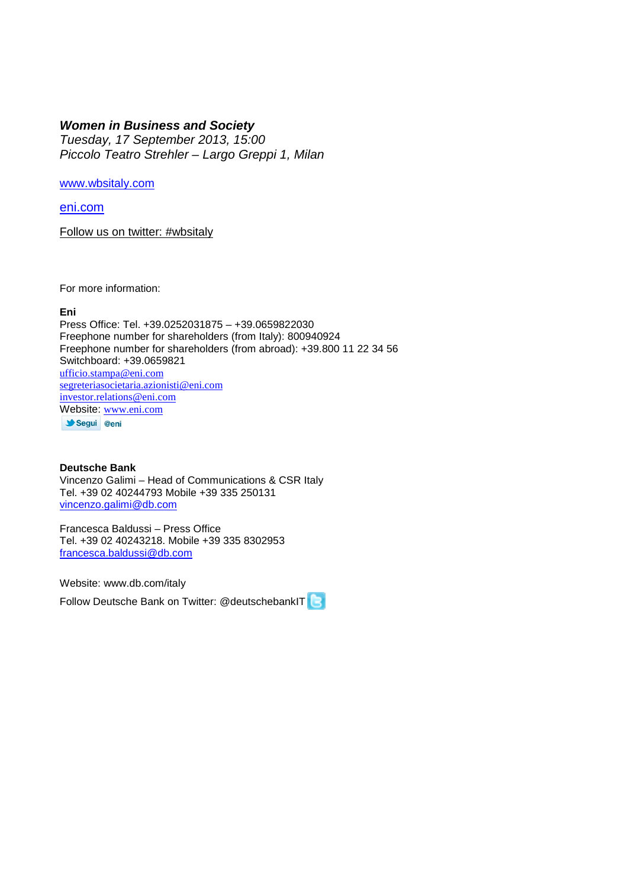***Women in Business and Society***
*Tuesday, 17 September 2013, 15:00*
*Piccolo Teatro Strehler – Largo Greppi 1, Milan*

www.wbsitaly.com

eni.com

Follow us on twitter: #wbsitaly

For more information:

**Eni**
Press Office: Tel. +39.0252031875 – +39.0659822030
Freephone number for shareholders (from Italy): 800940924
Freephone number for shareholders (from abroad): +39.800 11 22 34 56
Switchboard: +39.0659821
ufficio.stampa@eni.com
segreteriasocietaria.azionisti@eni.com
investor.relations@eni.com
Website: www.eni.com
Segui @eni

**Deutsche Bank**
Vincenzo Galimi – Head of Communications & CSR Italy
Tel. +39 02 40244793 Mobile +39 335 250131
vincenzo.galimi@db.com

Francesca Baldussi – Press Office
Tel. +39 02 40243218. Mobile +39 335 8302953
francesca.baldussi@db.com

Website: www.db.com/italy

Follow Deutsche Bank on Twitter: @deutschebankIT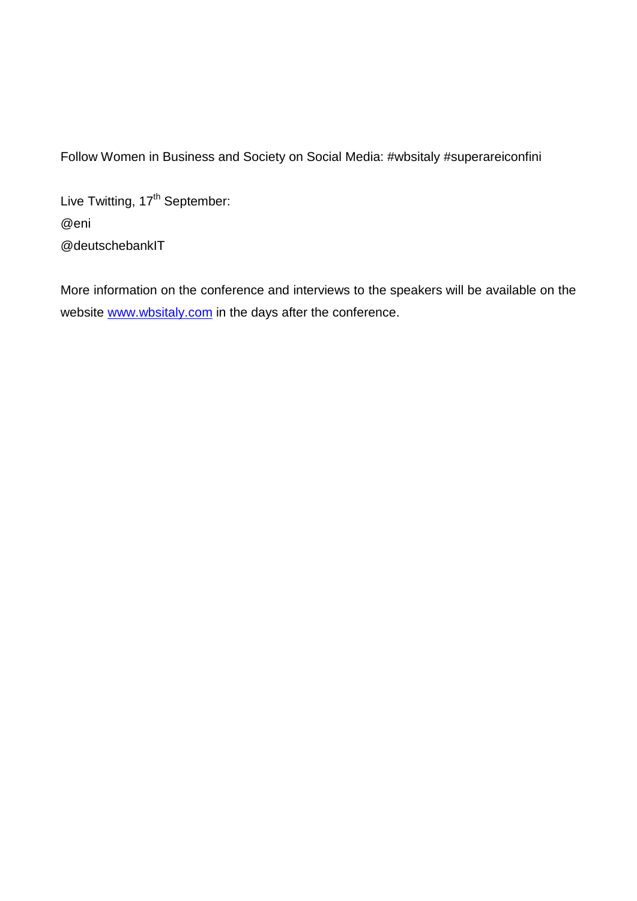Follow Women in Business and Society on Social Media: #wbsitaly #superareiconfini

Live Twitting, 17th September:
@eni
@deutschebankIT

More information on the conference and interviews to the speakers will be available on the website [www.wbsitaly.com](http://www.wbsitaly.com) in the days after the conference.